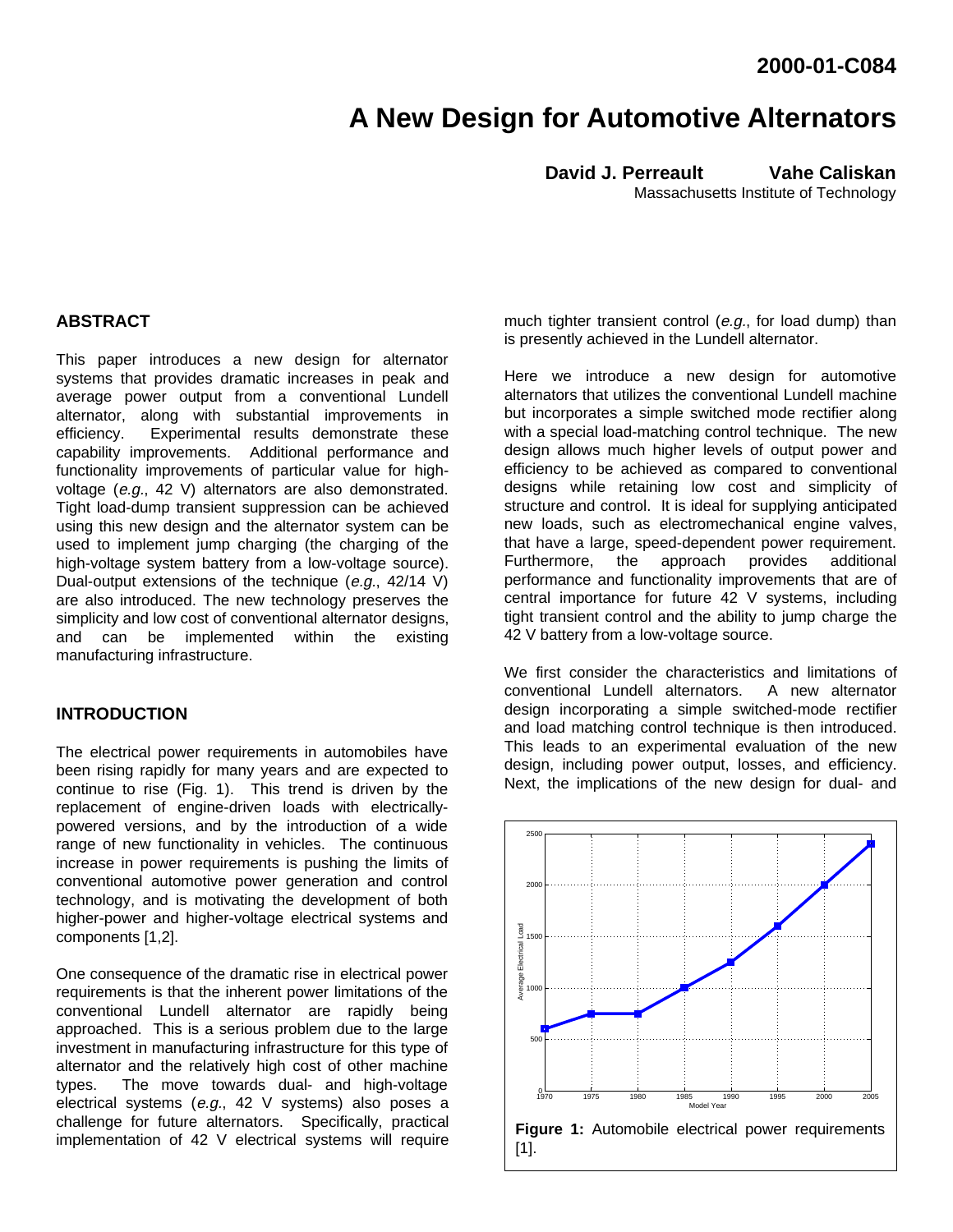2000-01-C084

# A New Design for Automotive Alternators

**David J. Perreault** **Vahe Caliskan**
Massachusetts Institute of Technology

## ABSTRACT

This paper introduces a new design for alternator systems that provides dramatic increases in peak and average power output from a conventional Lundell alternator, along with substantial improvements in efficiency. Experimental results demonstrate these capability improvements. Additional performance and functionality improvements of particular value for high-voltage (*e.g.*, 42 V) alternators are also demonstrated. Tight load-dump transient suppression can be achieved using this new design and the alternator system can be used to implement jump charging (the charging of the high-voltage system battery from a low-voltage source). Dual-output extensions of the technique (*e.g.*, 42/14 V) are also introduced. The new technology preserves the simplicity and low cost of conventional alternator designs, and can be implemented within the existing manufacturing infrastructure.

## INTRODUCTION

The electrical power requirements in automobiles have been rising rapidly for many years and are expected to continue to rise (Fig. 1). This trend is driven by the replacement of engine-driven loads with electrically-powered versions, and by the introduction of a wide range of new functionality in vehicles. The continuous increase in power requirements is pushing the limits of conventional automotive power generation and control technology, and is motivating the development of both higher-power and higher-voltage electrical systems and components [1,2].

One consequence of the dramatic rise in electrical power requirements is that the inherent power limitations of the conventional Lundell alternator are rapidly being approached. This is a serious problem due to the large investment in manufacturing infrastructure for this type of alternator and the relatively high cost of other machine types. The move towards dual- and high-voltage electrical systems (*e.g.*, 42 V systems) also poses a challenge for future alternators. Specifically, practical implementation of 42 V electrical systems will require much tighter transient control (*e.g.*, for load dump) than is presently achieved in the Lundell alternator.

Here we introduce a new design for automotive alternators that utilizes the conventional Lundell machine but incorporates a simple switched mode rectifier along with a special load-matching control technique. The new design allows much higher levels of output power and efficiency to be achieved as compared to conventional designs while retaining low cost and simplicity of structure and control. It is ideal for supplying anticipated new loads, such as electromechanical engine valves, that have a large, speed-dependent power requirement. Furthermore, the approach provides additional performance and functionality improvements that are of central importance for future 42 V systems, including tight transient control and the ability to jump charge the 42 V battery from a low-voltage source.

We first consider the characteristics and limitations of conventional Lundell alternators. A new alternator design incorporating a simple switched-mode rectifier and load matching control technique is then introduced. This leads to an experimental evaluation of the new design, including power output, losses, and efficiency. Next, the implications of the new design for dual- and

**Figure 1:** Automobile electrical power requirements [1].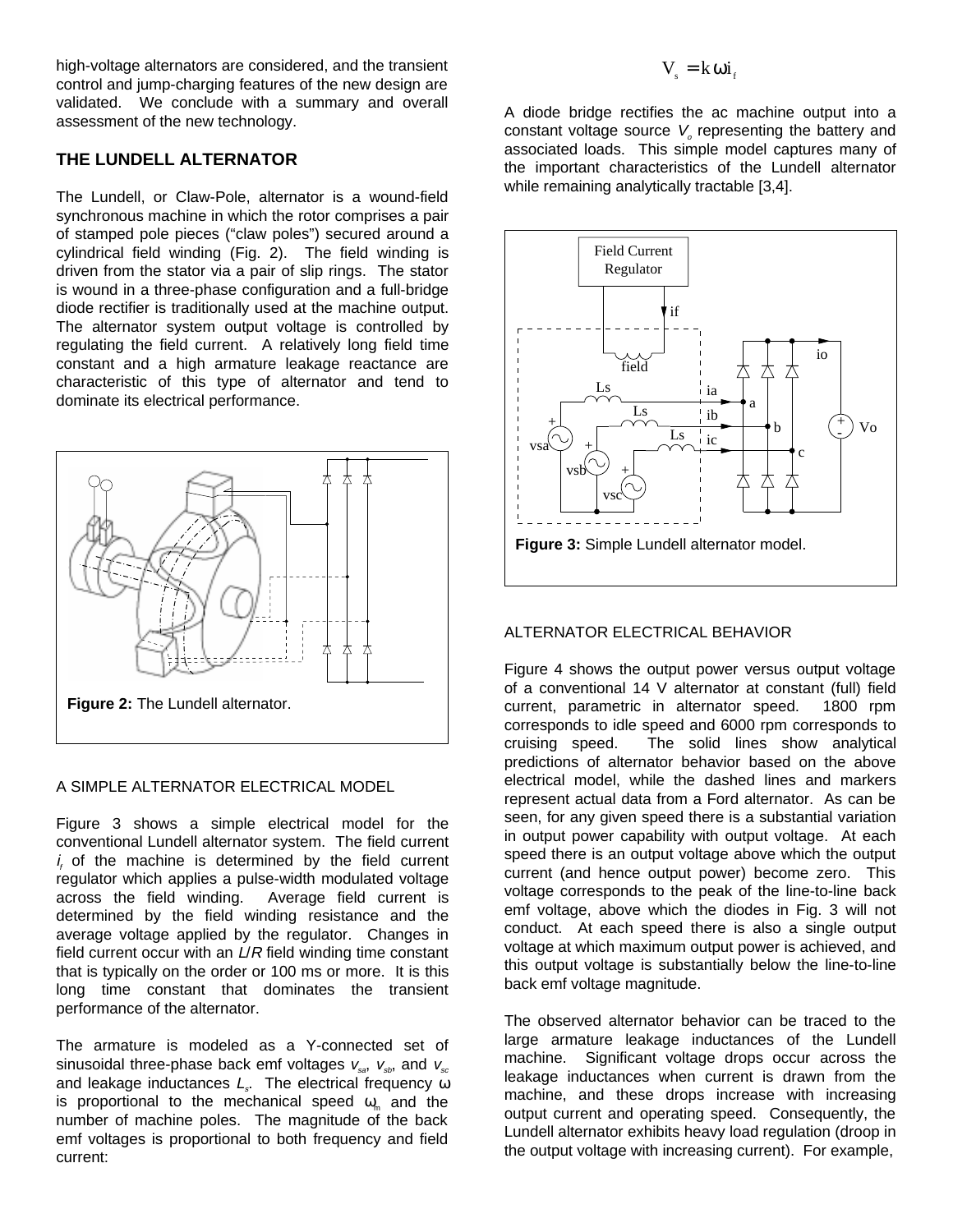high-voltage alternators are considered, and the transient control and jump-charging features of the new design are validated. We conclude with a summary and overall assessment of the new technology.

## THE LUNDELL ALTERNATOR

The Lundell, or Claw-Pole, alternator is a wound-field synchronous machine in which the rotor comprises a pair of stamped pole pieces ("claw poles") secured around a cylindrical field winding (Fig. 2). The field winding is driven from the stator via a pair of slip rings. The stator is wound in a three-phase configuration and a full-bridge diode rectifier is traditionally used at the machine output. The alternator system output voltage is controlled by regulating the field current. A relatively long field time constant and a high armature leakage reactance are characteristic of this type of alternator and tend to dominate its electrical performance.

**Figure 2:** The Lundell alternator.

### A SIMPLE ALTERNATOR ELECTRICAL MODEL

Figure 3 shows a simple electrical model for the conventional Lundell alternator system. The field current $i_f$ of the machine is determined by the field current regulator which applies a pulse-width modulated voltage across the field winding. Average field current is determined by the field winding resistance and the average voltage applied by the regulator. Changes in field current occur with an *L*/*R* field winding time constant that is typically on the order or 100 ms or more. It is this long time constant that dominates the transient performance of the alternator.

The armature is modeled as a Y-connected set of sinusoidal three-phase back emf voltages $v_{sa}$, $v_{sb}$, and $v_{sc}$ and leakage inductances $L_s$. The electrical frequency $\omega$ is proportional to the mechanical speed $\omega_m$ and the number of machine poles. The magnitude of the back emf voltages is proportional to both frequency and field current:

$$V_s = k\,\omega\, i_f$$

A diode bridge rectifies the ac machine output into a constant voltage source $V_o$ representing the battery and associated loads. This simple model captures many of the important characteristics of the Lundell alternator while remaining analytically tractable [3,4].

**Figure 3:** Simple Lundell alternator model.

### ALTERNATOR ELECTRICAL BEHAVIOR

Figure 4 shows the output power versus output voltage of a conventional 14 V alternator at constant (full) field current, parametric in alternator speed. 1800 rpm corresponds to idle speed and 6000 rpm corresponds to cruising speed. The solid lines show analytical predictions of alternator behavior based on the above electrical model, while the dashed lines and markers represent actual data from a Ford alternator. As can be seen, for any given speed there is a substantial variation in output power capability with output voltage. At each speed there is an output voltage above which the output current (and hence output power) become zero. This voltage corresponds to the peak of the line-to-line back emf voltage, above which the diodes in Fig. 3 will not conduct. At each speed there is also a single output voltage at which maximum output power is achieved, and this output voltage is substantially below the line-to-line back emf voltage magnitude.

The observed alternator behavior can be traced to the large armature leakage inductances of the Lundell machine. Significant voltage drops occur across the leakage inductances when current is drawn from the machine, and these drops increase with increasing output current and operating speed. Consequently, the Lundell alternator exhibits heavy load regulation (droop in the output voltage with increasing current). For example,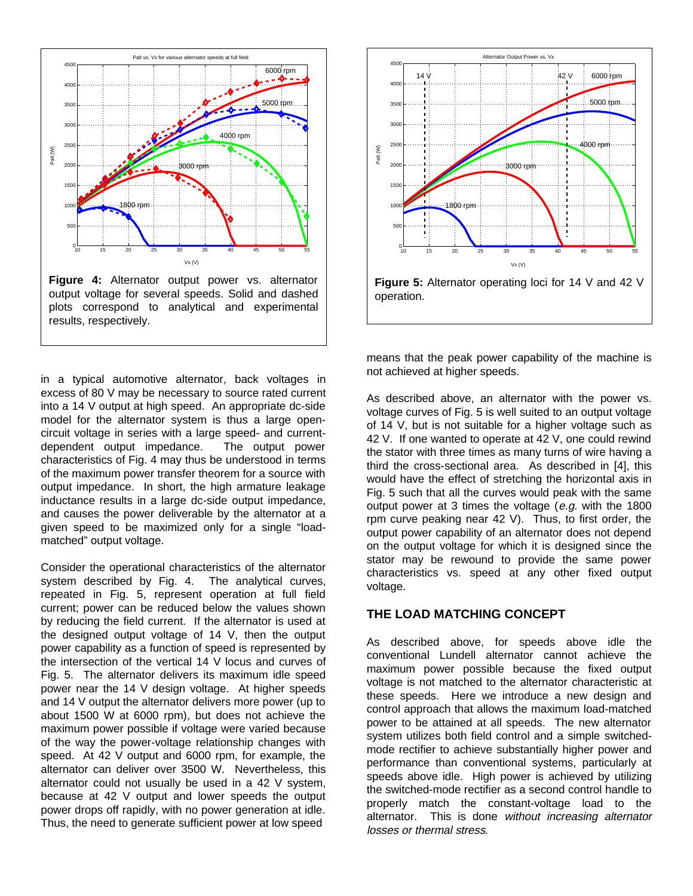**Figure 4:** Alternator output power vs. alternator output voltage for several speeds. Solid and dashed plots correspond to analytical and experimental results, respectively.

**Figure 5:** Alternator operating loci for 14 V and 42 V operation.

in a typical automotive alternator, back voltages in excess of 80 V may be necessary to source rated current into a 14 V output at high speed. An appropriate dc-side model for the alternator system is thus a large open-circuit voltage in series with a large speed- and current-dependent output impedance. The output power characteristics of Fig. 4 may thus be understood in terms of the maximum power transfer theorem for a source with output impedance. In short, the high armature leakage inductance results in a large dc-side output impedance, and causes the power deliverable by the alternator at a given speed to be maximized only for a single "load-matched" output voltage.

Consider the operational characteristics of the alternator system described by Fig. 4. The analytical curves, repeated in Fig. 5, represent operation at full field current; power can be reduced below the values shown by reducing the field current. If the alternator is used at the designed output voltage of 14 V, then the output power capability as a function of speed is represented by the intersection of the vertical 14 V locus and curves of Fig. 5. The alternator delivers its maximum idle speed power near the 14 V design voltage. At higher speeds and 14 V output the alternator delivers more power (up to about 1500 W at 6000 rpm), but does not achieve the maximum power possible if voltage were varied because of the way the power-voltage relationship changes with speed. At 42 V output and 6000 rpm, for example, the alternator can deliver over 3500 W. Nevertheless, this alternator could not usually be used in a 42 V system, because at 42 V output and lower speeds the output power drops off rapidly, with no power generation at idle. Thus, the need to generate sufficient power at low speed means that the peak power capability of the machine is not achieved at higher speeds.

As described above, an alternator with the power vs. voltage curves of Fig. 5 is well suited to an output voltage of 14 V, but is not suitable for a higher voltage such as 42 V. If one wanted to operate at 42 V, one could rewind the stator with three times as many turns of wire having a third the cross-sectional area. As described in [4], this would have the effect of stretching the horizontal axis in Fig. 5 such that all the curves would peak with the same output power at 3 times the voltage (*e.g.* with the 1800 rpm curve peaking near 42 V). Thus, to first order, the output power capability of an alternator does not depend on the output voltage for which it is designed since the stator may be rewound to provide the same power characteristics vs. speed at any other fixed output voltage.

## THE LOAD MATCHING CONCEPT

As described above, for speeds above idle the conventional Lundell alternator cannot achieve the maximum power possible because the fixed output voltage is not matched to the alternator characteristic at these speeds. Here we introduce a new design and control approach that allows the maximum load-matched power to be attained at all speeds. The new alternator system utilizes both field control and a simple switched-mode rectifier to achieve substantially higher power and performance than conventional systems, particularly at speeds above idle. High power is achieved by utilizing the switched-mode rectifier as a second control handle to properly match the constant-voltage load to the alternator. This is done *without increasing alternator losses or thermal stress*.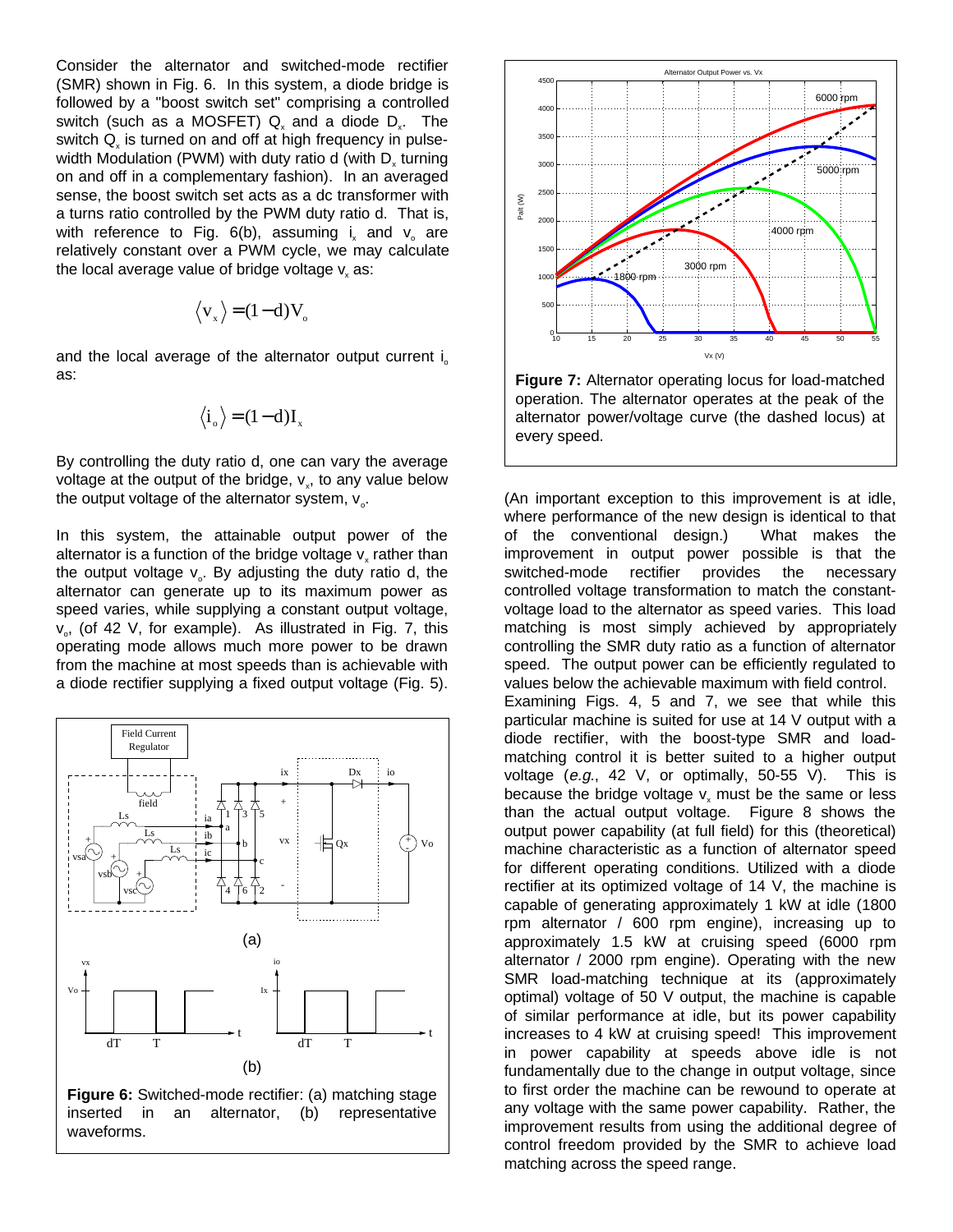Consider the alternator and switched-mode rectifier (SMR) shown in Fig. 6. In this system, a diode bridge is followed by a "boost switch set" comprising a controlled switch (such as a MOSFET) $Q_x$ and a diode $D_x$. The switch $Q_x$ is turned on and off at high frequency in pulse-width Modulation (PWM) with duty ratio d (with $D_x$ turning on and off in a complementary fashion). In an averaged sense, the boost switch set acts as a dc transformer with a turns ratio controlled by the PWM duty ratio d. That is, with reference to Fig. 6(b), assuming $i_x$ and $v_o$ are relatively constant over a PWM cycle, we may calculate the local average value of bridge voltage $v_x$ as:

$$\langle v_x \rangle = (1-d)V_o$$

and the local average of the alternator output current $i_o$ as:

$$\langle i_o \rangle = (1-d)I_x$$

By controlling the duty ratio d, one can vary the average voltage at the output of the bridge, $v_x$, to any value below the output voltage of the alternator system, $v_o$.

In this system, the attainable output power of the alternator is a function of the bridge voltage $v_x$ rather than the output voltage $v_o$. By adjusting the duty ratio d, the alternator can generate up to its maximum power as speed varies, while supplying a constant output voltage, $v_o$, (of 42 V, for example). As illustrated in Fig. 7, this operating mode allows much more power to be drawn from the machine at most speeds than is achievable with a diode rectifier supplying a fixed output voltage (Fig. 5).

**Figure 6:** Switched-mode rectifier: (a) matching stage inserted in an alternator, (b) representative waveforms.

**Figure 7:** Alternator operating locus for load-matched operation. The alternator operates at the peak of the alternator power/voltage curve (the dashed locus) at every speed.

(An important exception to this improvement is at idle, where performance of the new design is identical to that of the conventional design.) What makes the improvement in output power possible is that the switched-mode rectifier provides the necessary controlled voltage transformation to match the constant-voltage load to the alternator as speed varies. This load matching is most simply achieved by appropriately controlling the SMR duty ratio as a function of alternator speed. The output power can be efficiently regulated to values below the achievable maximum with field control.

Examining Figs. 4, 5 and 7, we see that while this particular machine is suited for use at 14 V output with a diode rectifier, with the boost-type SMR and load-matching control it is better suited to a higher output voltage (*e.g.*, 42 V, or optimally, 50-55 V). This is because the bridge voltage $v_x$ must be the same or less than the actual output voltage. Figure 8 shows the output power capability (at full field) for this (theoretical) machine characteristic as a function of alternator speed for different operating conditions. Utilized with a diode rectifier at its optimized voltage of 14 V, the machine is capable of generating approximately 1 kW at idle (1800 rpm alternator / 600 rpm engine), increasing up to approximately 1.5 kW at cruising speed (6000 rpm alternator / 2000 rpm engine). Operating with the new SMR load-matching technique at its (approximately optimal) voltage of 50 V output, the machine is capable of similar performance at idle, but its power capability increases to 4 kW at cruising speed! This improvement in power capability at speeds above idle is not fundamentally due to the change in output voltage, since to first order the machine can be rewound to operate at any voltage with the same power capability. Rather, the improvement results from using the additional degree of control freedom provided by the SMR to achieve load matching across the speed range.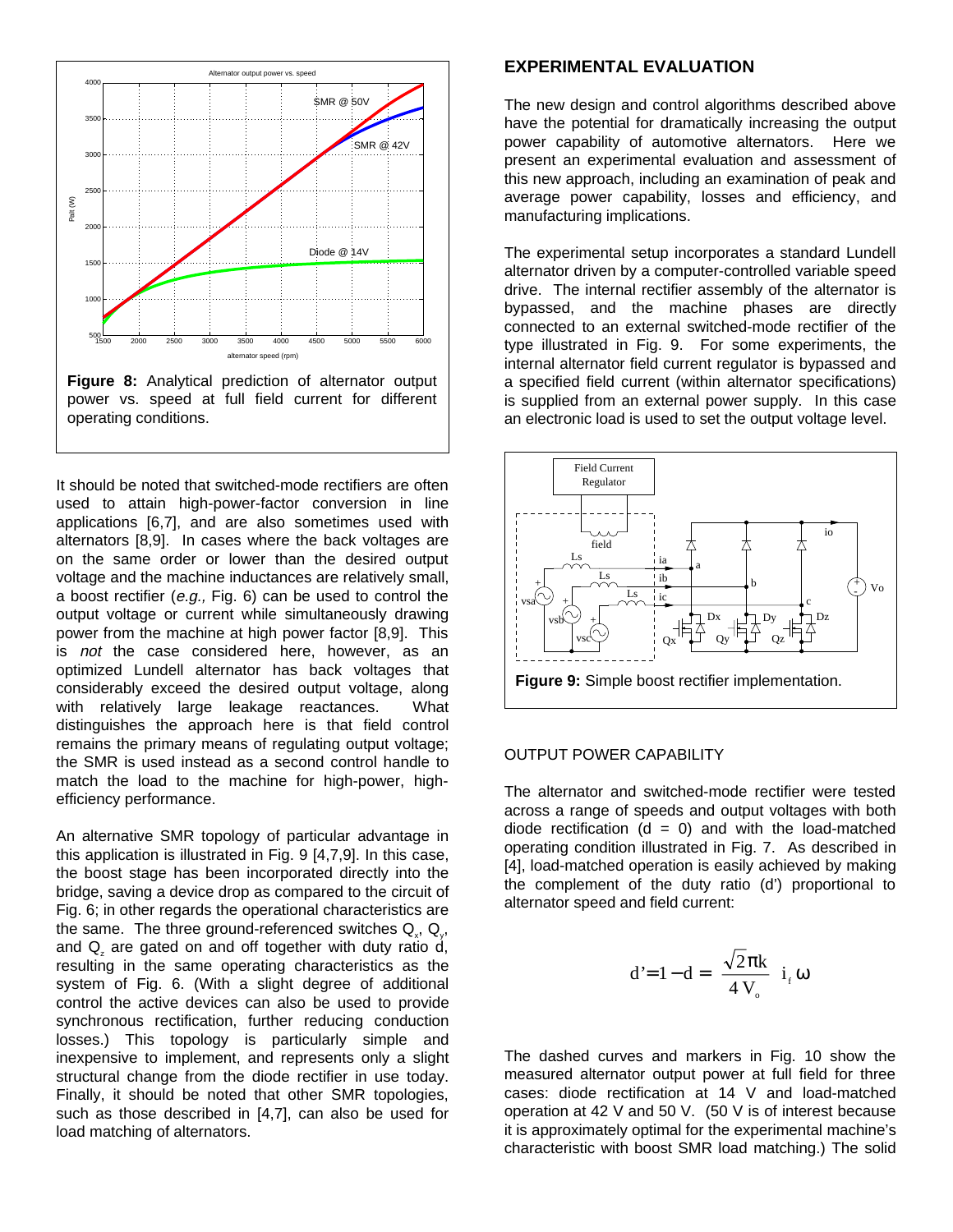Figure 8: Analytical prediction of alternator output power vs. speed at full field current for different operating conditions.

It should be noted that switched-mode rectifiers are often used to attain high-power-factor conversion in line applications [6,7], and are also sometimes used with alternators [8,9]. In cases where the back voltages are on the same order or lower than the desired output voltage and the machine inductances are relatively small, a boost rectifier (*e.g.,* Fig. 6) can be used to control the output voltage or current while simultaneously drawing power from the machine at high power factor [8,9]. This is *not* the case considered here, however, as an optimized Lundell alternator has back voltages that considerably exceed the desired output voltage, along with relatively large leakage reactances. What distinguishes the approach here is that field control remains the primary means of regulating output voltage; the SMR is used instead as a second control handle to match the load to the machine for high-power, high-efficiency performance.

An alternative SMR topology of particular advantage in this application is illustrated in Fig. 9 [4,7,9]. In this case, the boost stage has been incorporated directly into the bridge, saving a device drop as compared to the circuit of Fig. 6; in other regards the operational characteristics are the same. The three ground-referenced switches $Q_x$, $Q_y$, and $Q_z$ are gated on and off together with duty ratio d, resulting in the same operating characteristics as the system of Fig. 6. (With a slight degree of additional control the active devices can also be used to provide synchronous rectification, further reducing conduction losses.) This topology is particularly simple and inexpensive to implement, and represents only a slight structural change from the diode rectifier in use today. Finally, it should be noted that other SMR topologies, such as those described in [4,7], can also be used for load matching of alternators.

## EXPERIMENTAL EVALUATION

The new design and control algorithms described above have the potential for dramatically increasing the output power capability of automotive alternators. Here we present an experimental evaluation and assessment of this new approach, including an examination of peak and average power capability, losses and efficiency, and manufacturing implications.

The experimental setup incorporates a standard Lundell alternator driven by a computer-controlled variable speed drive. The internal rectifier assembly of the alternator is bypassed, and the machine phases are directly connected to an external switched-mode rectifier of the type illustrated in Fig. 9. For some experiments, the internal alternator field current regulator is bypassed and a specified field current (within alternator specifications) is supplied from an external power supply. In this case an electronic load is used to set the output voltage level.

Figure 9: Simple boost rectifier implementation.

### OUTPUT POWER CAPABILITY

The alternator and switched-mode rectifier were tested across a range of speeds and output voltages with both diode rectification (d = 0) and with the load-matched operating condition illustrated in Fig. 7. As described in [4], load-matched operation is easily achieved by making the complement of the duty ratio (d') proportional to alternator speed and field current:

$$d' = 1 - d = \frac{\sqrt{2}\pi k}{4\,V_o}\; i_f\,\omega$$

The dashed curves and markers in Fig. 10 show the measured alternator output power at full field for three cases: diode rectification at 14 V and load-matched operation at 42 V and 50 V. (50 V is of interest because it is approximately optimal for the experimental machine's characteristic with boost SMR load matching.) The solid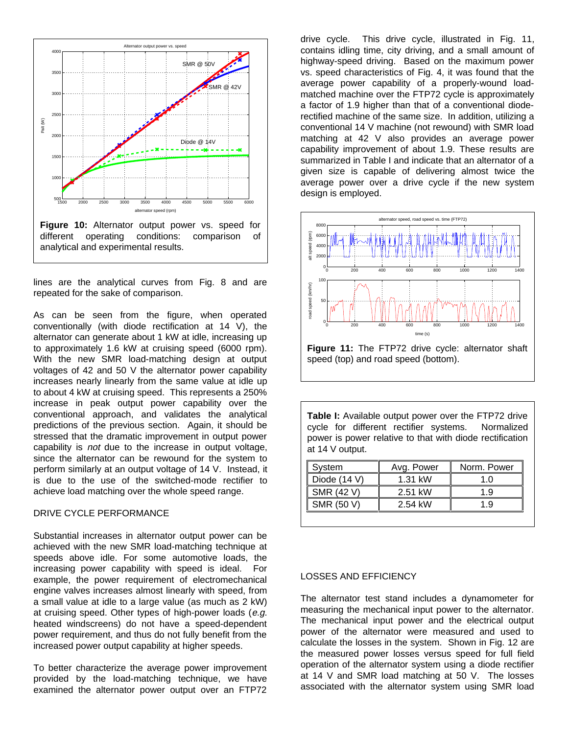**Figure 10:** Alternator output power vs. speed for different operating conditions: comparison of analytical and experimental results.

lines are the analytical curves from Fig. 8 and are repeated for the sake of comparison.

As can be seen from the figure, when operated conventionally (with diode rectification at 14 V), the alternator can generate about 1 kW at idle, increasing up to approximately 1.6 kW at cruising speed (6000 rpm). With the new SMR load-matching design at output voltages of 42 and 50 V the alternator power capability increases nearly linearly from the same value at idle up to about 4 kW at cruising speed. This represents a 250% increase in peak output power capability over the conventional approach, and validates the analytical predictions of the previous section. Again, it should be stressed that the dramatic improvement in output power capability is *not* due to the increase in output voltage, since the alternator can be rewound for the system to perform similarly at an output voltage of 14 V. Instead, it is due to the use of the switched-mode rectifier to achieve load matching over the whole speed range.

## DRIVE CYCLE PERFORMANCE

Substantial increases in alternator output power can be achieved with the new SMR load-matching technique at speeds above idle. For some automotive loads, the increasing power capability with speed is ideal. For example, the power requirement of electromechanical engine valves increases almost linearly with speed, from a small value at idle to a large value (as much as 2 kW) at cruising speed. Other types of high-power loads (*e.g.* heated windscreens) do not have a speed-dependent power requirement, and thus do not fully benefit from the increased power output capability at higher speeds.

To better characterize the average power improvement provided by the load-matching technique, we have examined the alternator power output over an FTP72 drive cycle. This drive cycle, illustrated in Fig. 11, contains idling time, city driving, and a small amount of highway-speed driving. Based on the maximum power vs. speed characteristics of Fig. 4, it was found that the average power capability of a properly-wound load-matched machine over the FTP72 cycle is approximately a factor of 1.9 higher than that of a conventional diode-rectified machine of the same size. In addition, utilizing a conventional 14 V machine (not rewound) with SMR load matching at 42 V also provides an average power capability improvement of about 1.9. These results are summarized in Table I and indicate that an alternator of a given size is capable of delivering almost twice the average power over a drive cycle if the new system design is employed.

**Figure 11:** The FTP72 drive cycle: alternator shaft speed (top) and road speed (bottom).

**Table I:** Available output power over the FTP72 drive cycle for different rectifier systems. Normalized power is power relative to that with diode rectification at 14 V output.

| System | Avg. Power | Norm. Power |
|---|---|---|
| Diode (14 V) | 1.31 kW | 1.0 |
| SMR (42 V) | 2.51 kW | 1.9 |
| SMR (50 V) | 2.54 kW | 1.9 |

## LOSSES AND EFFICIENCY

The alternator test stand includes a dynamometer for measuring the mechanical input power to the alternator. The mechanical input power and the electrical output power of the alternator were measured and used to calculate the losses in the system. Shown in Fig. 12 are the measured power losses versus speed for full field operation of the alternator system using a diode rectifier at 14 V and SMR load matching at 50 V. The losses associated with the alternator system using SMR load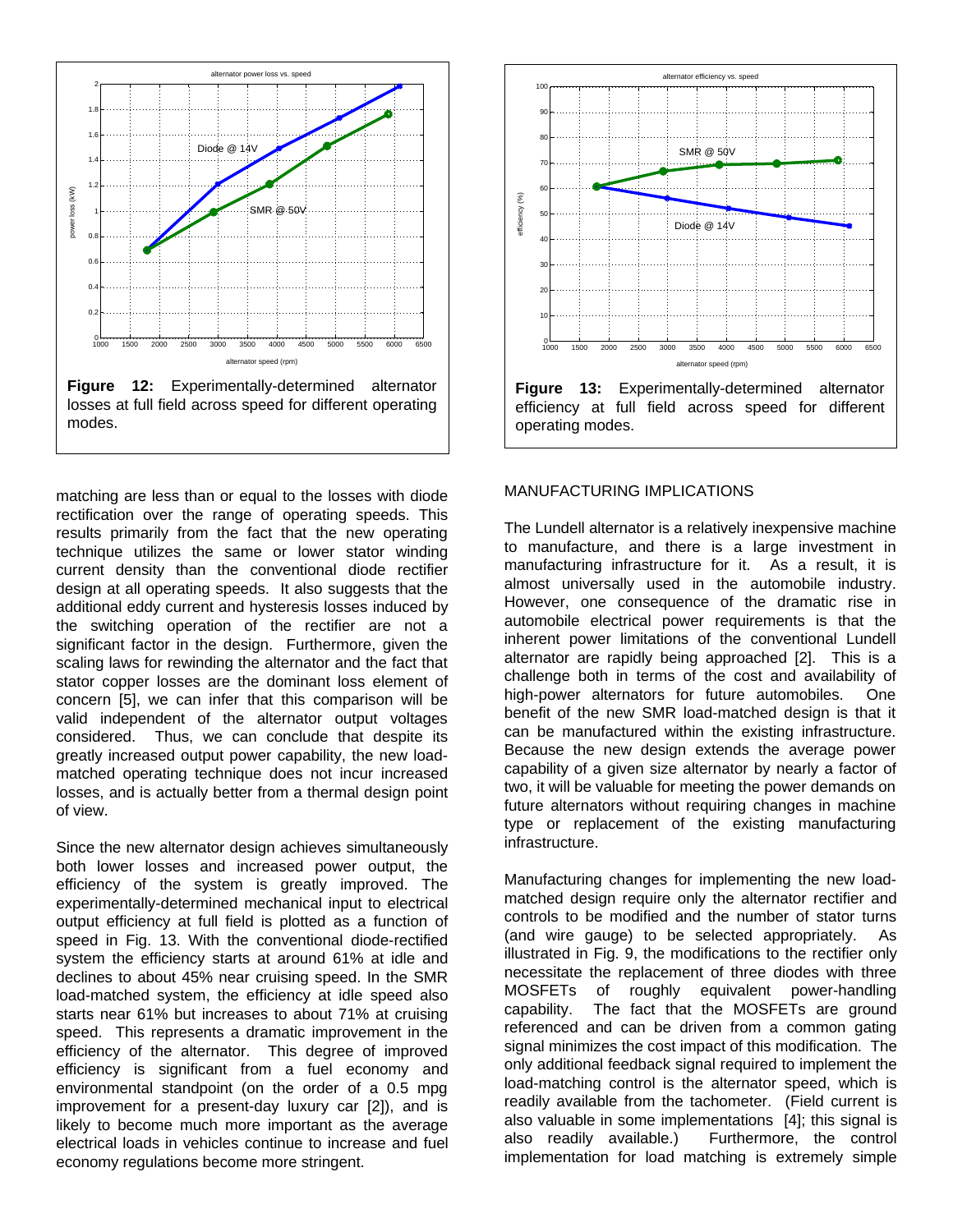Figure 12: Experimentally-determined alternator losses at full field across speed for different operating modes.

Figure 13: Experimentally-determined alternator efficiency at full field across speed for different operating modes.

matching are less than or equal to the losses with diode rectification over the range of operating speeds. This results primarily from the fact that the new operating technique utilizes the same or lower stator winding current density than the conventional diode rectifier design at all operating speeds. It also suggests that the additional eddy current and hysteresis losses induced by the switching operation of the rectifier are not a significant factor in the design. Furthermore, given the scaling laws for rewinding the alternator and the fact that stator copper losses are the dominant loss element of concern [5], we can infer that this comparison will be valid independent of the alternator output voltages considered. Thus, we can conclude that despite its greatly increased output power capability, the new load-matched operating technique does not incur increased losses, and is actually better from a thermal design point of view.

Since the new alternator design achieves simultaneously both lower losses and increased power output, the efficiency of the system is greatly improved. The experimentally-determined mechanical input to electrical output efficiency at full field is plotted as a function of speed in Fig. 13. With the conventional diode-rectified system the efficiency starts at around 61% at idle and declines to about 45% near cruising speed. In the SMR load-matched system, the efficiency at idle speed also starts near 61% but increases to about 71% at cruising speed. This represents a dramatic improvement in the efficiency of the alternator. This degree of improved efficiency is significant from a fuel economy and environmental standpoint (on the order of a 0.5 mpg improvement for a present-day luxury car [2]), and is likely to become much more important as the average electrical loads in vehicles continue to increase and fuel economy regulations become more stringent.

## MANUFACTURING IMPLICATIONS

The Lundell alternator is a relatively inexpensive machine to manufacture, and there is a large investment in manufacturing infrastructure for it. As a result, it is almost universally used in the automobile industry. However, one consequence of the dramatic rise in automobile electrical power requirements is that the inherent power limitations of the conventional Lundell alternator are rapidly being approached [2]. This is a challenge both in terms of the cost and availability of high-power alternators for future automobiles. One benefit of the new SMR load-matched design is that it can be manufactured within the existing infrastructure. Because the new design extends the average power capability of a given size alternator by nearly a factor of two, it will be valuable for meeting the power demands on future alternators without requiring changes in machine type or replacement of the existing manufacturing infrastructure.

Manufacturing changes for implementing the new load-matched design require only the alternator rectifier and controls to be modified and the number of stator turns (and wire gauge) to be selected appropriately. As illustrated in Fig. 9, the modifications to the rectifier only necessitate the replacement of three diodes with three MOSFETs of roughly equivalent power-handling capability. The fact that the MOSFETs are ground referenced and can be driven from a common gating signal minimizes the cost impact of this modification. The only additional feedback signal required to implement the load-matching control is the alternator speed, which is readily available from the tachometer. (Field current is also valuable in some implementations [4]; this signal is also readily available.) Furthermore, the control implementation for load matching is extremely simple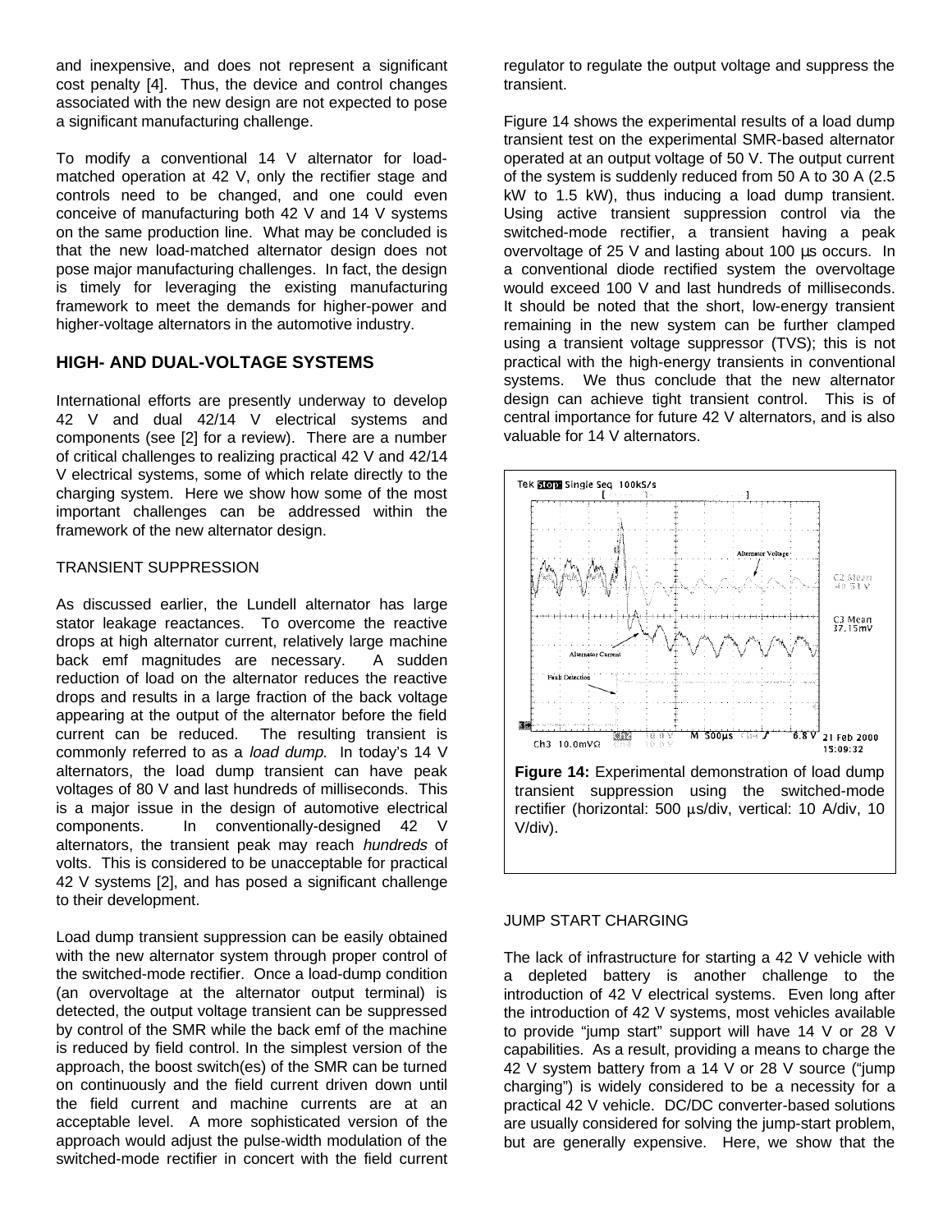and inexpensive, and does not represent a significant cost penalty [4]. Thus, the device and control changes associated with the new design are not expected to pose a significant manufacturing challenge.

To modify a conventional 14 V alternator for load-matched operation at 42 V, only the rectifier stage and controls need to be changed, and one could even conceive of manufacturing both 42 V and 14 V systems on the same production line. What may be concluded is that the new load-matched alternator design does not pose major manufacturing challenges. In fact, the design is timely for leveraging the existing manufacturing framework to meet the demands for higher-power and higher-voltage alternators in the automotive industry.

## HIGH- AND DUAL-VOLTAGE SYSTEMS

International efforts are presently underway to develop 42 V and dual 42/14 V electrical systems and components (see [2] for a review). There are a number of critical challenges to realizing practical 42 V and 42/14 V electrical systems, some of which relate directly to the charging system. Here we show how some of the most important challenges can be addressed within the framework of the new alternator design.

### TRANSIENT SUPPRESSION

As discussed earlier, the Lundell alternator has large stator leakage reactances. To overcome the reactive drops at high alternator current, relatively large machine back emf magnitudes are necessary. A sudden reduction of load on the alternator reduces the reactive drops and results in a large fraction of the back voltage appearing at the output of the alternator before the field current can be reduced. The resulting transient is commonly referred to as a *load dump*. In today's 14 V alternators, the load dump transient can have peak voltages of 80 V and last hundreds of milliseconds. This is a major issue in the design of automotive electrical components. In conventionally-designed 42 V alternators, the transient peak may reach *hundreds* of volts. This is considered to be unacceptable for practical 42 V systems [2], and has posed a significant challenge to their development.

Load dump transient suppression can be easily obtained with the new alternator system through proper control of the switched-mode rectifier. Once a load-dump condition (an overvoltage at the alternator output terminal) is detected, the output voltage transient can be suppressed by control of the SMR while the back emf of the machine is reduced by field control. In the simplest version of the approach, the boost switch(es) of the SMR can be turned on continuously and the field current driven down until the field current and machine currents are at an acceptable level. A more sophisticated version of the approach would adjust the pulse-width modulation of the switched-mode rectifier in concert with the field current regulator to regulate the output voltage and suppress the transient.

Figure 14 shows the experimental results of a load dump transient test on the experimental SMR-based alternator operated at an output voltage of 50 V. The output current of the system is suddenly reduced from 50 A to 30 A (2.5 kW to 1.5 kW), thus inducing a load dump transient. Using active transient suppression control via the switched-mode rectifier, a transient having a peak overvoltage of 25 V and lasting about 100 µs occurs. In a conventional diode rectified system the overvoltage would exceed 100 V and last hundreds of milliseconds. It should be noted that the short, low-energy transient remaining in the new system can be further clamped using a transient voltage suppressor (TVS); this is not practical with the high-energy transients in conventional systems. We thus conclude that the new alternator design can achieve tight transient control. This is of central importance for future 42 V alternators, and is also valuable for 14 V alternators.

**Figure 14:** Experimental demonstration of load dump transient suppression using the switched-mode rectifier (horizontal: 500 µs/div, vertical: 10 A/div, 10 V/div).

### JUMP START CHARGING

The lack of infrastructure for starting a 42 V vehicle with a depleted battery is another challenge to the introduction of 42 V electrical systems. Even long after the introduction of 42 V systems, most vehicles available to provide "jump start" support will have 14 V or 28 V capabilities. As a result, providing a means to charge the 42 V system battery from a 14 V or 28 V source ("jump charging") is widely considered to be a necessity for a practical 42 V vehicle. DC/DC converter-based solutions are usually considered for solving the jump-start problem, but are generally expensive. Here, we show that the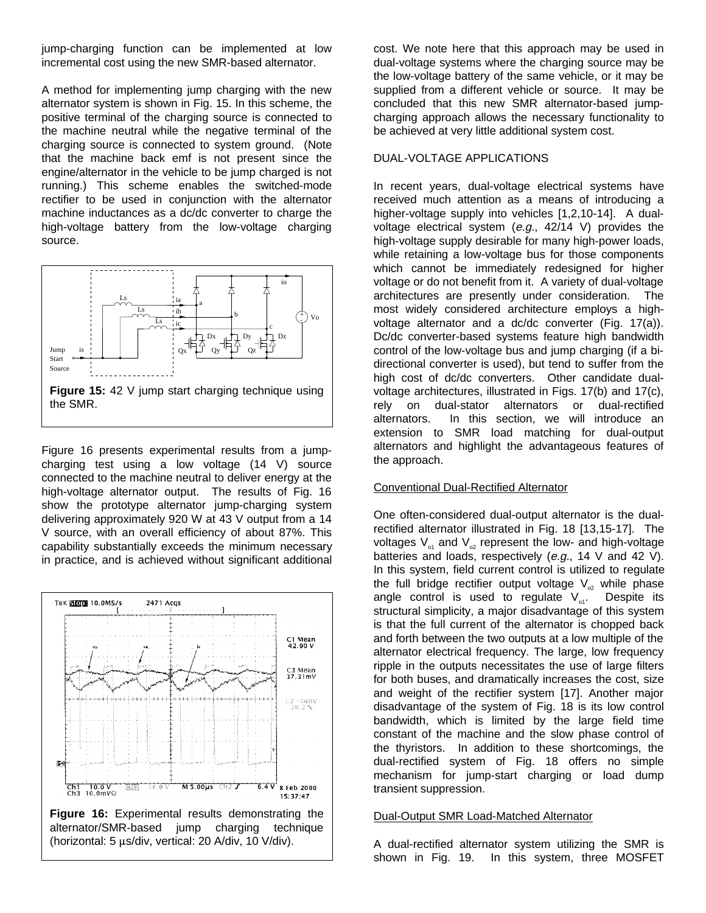jump-charging function can be implemented at low incremental cost using the new SMR-based alternator.

A method for implementing jump charging with the new alternator system is shown in Fig. 15. In this scheme, the positive terminal of the charging source is connected to the machine neutral while the negative terminal of the charging source is connected to system ground. (Note that the machine back emf is not present since the engine/alternator in the vehicle to be jump charged is not running.) This scheme enables the switched-mode rectifier to be used in conjunction with the alternator machine inductances as a dc/dc converter to charge the high-voltage battery from the low-voltage charging source.

**Figure 15:** 42 V jump start charging technique using the SMR.

Figure 16 presents experimental results from a jump-charging test using a low voltage (14 V) source connected to the machine neutral to deliver energy at the high-voltage alternator output. The results of Fig. 16 show the prototype alternator jump-charging system delivering approximately 920 W at 43 V output from a 14 V source, with an overall efficiency of about 87%. This capability substantially exceeds the minimum necessary in practice, and is achieved without significant additional cost. We note here that this approach may be used in dual-voltage systems where the charging source may be the low-voltage battery of the same vehicle, or it may be supplied from a different vehicle or source. It may be concluded that this new SMR alternator-based jump-charging approach allows the necessary functionality to be achieved at very little additional system cost.

**Figure 16:** Experimental results demonstrating the alternator/SMR-based jump charging technique (horizontal: 5 μs/div, vertical: 20 A/div, 10 V/div).

## DUAL-VOLTAGE APPLICATIONS

In recent years, dual-voltage electrical systems have received much attention as a means of introducing a higher-voltage supply into vehicles [1,2,10-14]. A dual-voltage electrical system (*e.g.*, 42/14 V) provides the high-voltage supply desirable for many high-power loads, while retaining a low-voltage bus for those components which cannot be immediately redesigned for higher voltage or do not benefit from it. A variety of dual-voltage architectures are presently under consideration. The most widely considered architecture employs a high-voltage alternator and a dc/dc converter (Fig. 17(a)). Dc/dc converter-based systems feature high bandwidth control of the low-voltage bus and jump charging (if a bi-directional converter is used), but tend to suffer from the high cost of dc/dc converters. Other candidate dual-voltage architectures, illustrated in Figs. 17(b) and 17(c), rely on dual-stator alternators or dual-rectified alternators. In this section, we will introduce an extension to SMR load matching for dual-output alternators and highlight the advantageous features of the approach.

### Conventional Dual-Rectified Alternator

One often-considered dual-output alternator is the dual-rectified alternator illustrated in Fig. 18 [13,15-17]. The voltages $V_{o1}$ and $V_{o2}$ represent the low- and high-voltage batteries and loads, respectively (*e.g.*, 14 V and 42 V). In this system, field current control is utilized to regulate the full bridge rectifier output voltage $V_{o2}$ while phase angle control is used to regulate $V_{o1}$. Despite its structural simplicity, a major disadvantage of this system is that the full current of the alternator is chopped back and forth between the two outputs at a low multiple of the alternator electrical frequency. The large, low frequency ripple in the outputs necessitates the use of large filters for both buses, and dramatically increases the cost, size and weight of the rectifier system [17]. Another major disadvantage of the system of Fig. 18 is its low control bandwidth, which is limited by the large field time constant of the machine and the slow phase control of the thyristors. In addition to these shortcomings, the dual-rectified system of Fig. 18 offers no simple mechanism for jump-start charging or load dump transient suppression.

### Dual-Output SMR Load-Matched Alternator

A dual-rectified alternator system utilizing the SMR is shown in Fig. 19. In this system, three MOSFET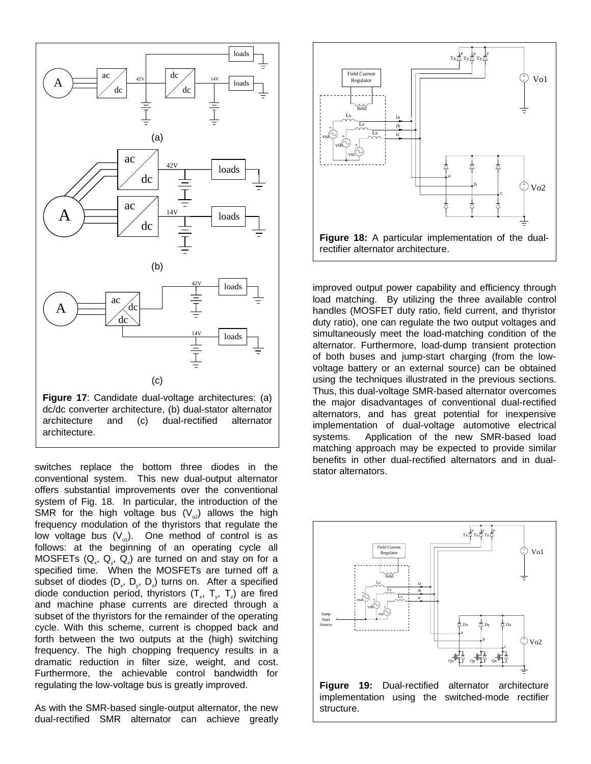Figure 17: Candidate dual-voltage architectures: (a) dc/dc converter architecture, (b) dual-stator alternator architecture and (c) dual-rectified alternator architecture.

switches replace the bottom three diodes in the conventional system. This new dual-output alternator offers substantial improvements over the conventional system of Fig. 18. In particular, the introduction of the SMR for the high voltage bus ($V_{o2}$) allows the high frequency modulation of the thyristors that regulate the low voltage bus ($V_{o1}$). One method of control is as follows: at the beginning of an operating cycle all MOSFETs ($Q_x$, $Q_y$, $Q_z$) are turned on and stay on for a specified time. When the MOSFETs are turned off a subset of diodes ($D_x$, $D_y$, $D_z$) turns on. After a specified diode conduction period, thyristors ($T_x$, $T_y$, $T_z$) are fired and machine phase currents are directed through a subset of the thyristors for the remainder of the operating cycle. With this scheme, current is chopped back and forth between the two outputs at the (high) switching frequency. The high chopping frequency results in a dramatic reduction in filter size, weight, and cost. Furthermore, the achievable control bandwidth for regulating the low-voltage bus is greatly improved.

As with the SMR-based single-output alternator, the new dual-rectified SMR alternator can achieve greatly

Figure 18: A particular implementation of the dual-rectifier alternator architecture.

improved output power capability and efficiency through load matching. By utilizing the three available control handles (MOSFET duty ratio, field current, and thyristor duty ratio), one can regulate the two output voltages and simultaneously meet the load-matching condition of the alternator. Furthermore, load-dump transient protection of both buses and jump-start charging (from the low-voltage battery or an external source) can be obtained using the techniques illustrated in the previous sections. Thus, this dual-voltage SMR-based alternator overcomes the major disadvantages of conventional dual-rectified alternators, and has great potential for inexpensive implementation of dual-voltage automotive electrical systems. Application of the new SMR-based load matching approach may be expected to provide similar benefits in other dual-rectified alternators and in dual-stator alternators.

Figure 19: Dual-rectified alternator architecture implementation using the switched-mode rectifier structure.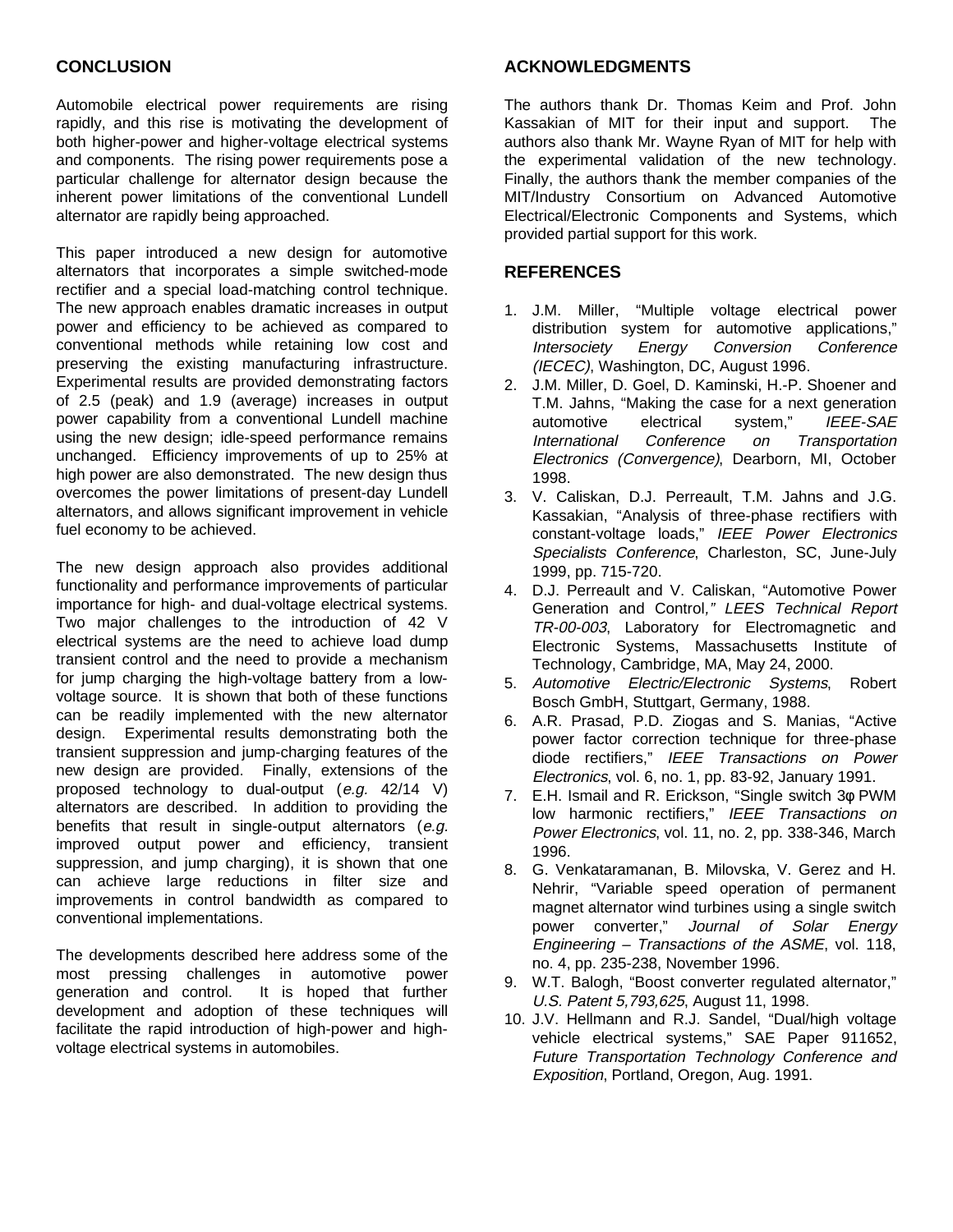## CONCLUSION

Automobile electrical power requirements are rising rapidly, and this rise is motivating the development of both higher-power and higher-voltage electrical systems and components. The rising power requirements pose a particular challenge for alternator design because the inherent power limitations of the conventional Lundell alternator are rapidly being approached.

This paper introduced a new design for automotive alternators that incorporates a simple switched-mode rectifier and a special load-matching control technique. The new approach enables dramatic increases in output power and efficiency to be achieved as compared to conventional methods while retaining low cost and preserving the existing manufacturing infrastructure. Experimental results are provided demonstrating factors of 2.5 (peak) and 1.9 (average) increases in output power capability from a conventional Lundell machine using the new design; idle-speed performance remains unchanged. Efficiency improvements of up to 25% at high power are also demonstrated. The new design thus overcomes the power limitations of present-day Lundell alternators, and allows significant improvement in vehicle fuel economy to be achieved.

The new design approach also provides additional functionality and performance improvements of particular importance for high- and dual-voltage electrical systems. Two major challenges to the introduction of 42 V electrical systems are the need to achieve load dump transient control and the need to provide a mechanism for jump charging the high-voltage battery from a low-voltage source. It is shown that both of these functions can be readily implemented with the new alternator design. Experimental results demonstrating both the transient suppression and jump-charging features of the new design are provided. Finally, extensions of the proposed technology to dual-output (*e.g.* 42/14 V) alternators are described. In addition to providing the benefits that result in single-output alternators (*e.g.* improved output power and efficiency, transient suppression, and jump charging), it is shown that one can achieve large reductions in filter size and improvements in control bandwidth as compared to conventional implementations.

The developments described here address some of the most pressing challenges in automotive power generation and control. It is hoped that further development and adoption of these techniques will facilitate the rapid introduction of high-power and high-voltage electrical systems in automobiles.

## ACKNOWLEDGMENTS

The authors thank Dr. Thomas Keim and Prof. John Kassakian of MIT for their input and support. The authors also thank Mr. Wayne Ryan of MIT for help with the experimental validation of the new technology. Finally, the authors thank the member companies of the MIT/Industry Consortium on Advanced Automotive Electrical/Electronic Components and Systems, which provided partial support for this work.

## REFERENCES

1. J.M. Miller, "Multiple voltage electrical power distribution system for automotive applications," *Intersociety Energy Conversion Conference (IECEC)*, Washington, DC, August 1996.
2. J.M. Miller, D. Goel, D. Kaminski, H.-P. Shoener and T.M. Jahns, "Making the case for a next generation automotive electrical system," *IEEE-SAE International Conference on Transportation Electronics (Convergence)*, Dearborn, MI, October 1998.
3. V. Caliskan, D.J. Perreault, T.M. Jahns and J.G. Kassakian, "Analysis of three-phase rectifiers with constant-voltage loads," *IEEE Power Electronics Specialists Conference*, Charleston, SC, June-July 1999, pp. 715-720.
4. D.J. Perreault and V. Caliskan, "Automotive Power Generation and Control," *LEES Technical Report TR-00-003*, Laboratory for Electromagnetic and Electronic Systems, Massachusetts Institute of Technology, Cambridge, MA, May 24, 2000.
5. *Automotive Electric/Electronic Systems*, Robert Bosch GmbH, Stuttgart, Germany, 1988.
6. A.R. Prasad, P.D. Ziogas and S. Manias, "Active power factor correction technique for three-phase diode rectifiers," *IEEE Transactions on Power Electronics*, vol. 6, no. 1, pp. 83-92, January 1991.
7. E.H. Ismail and R. Erickson, "Single switch 3φ PWM low harmonic rectifiers," *IEEE Transactions on Power Electronics*, vol. 11, no. 2, pp. 338-346, March 1996.
8. G. Venkataramanan, B. Milovska, V. Gerez and H. Nehrir, "Variable speed operation of permanent magnet alternator wind turbines using a single switch power converter," *Journal of Solar Energy Engineering – Transactions of the ASME*, vol. 118, no. 4, pp. 235-238, November 1996.
9. W.T. Balogh, "Boost converter regulated alternator," *U.S. Patent 5,793,625*, August 11, 1998.
10. J.V. Hellmann and R.J. Sandel, "Dual/high voltage vehicle electrical systems," SAE Paper 911652, *Future Transportation Technology Conference and Exposition*, Portland, Oregon, Aug. 1991.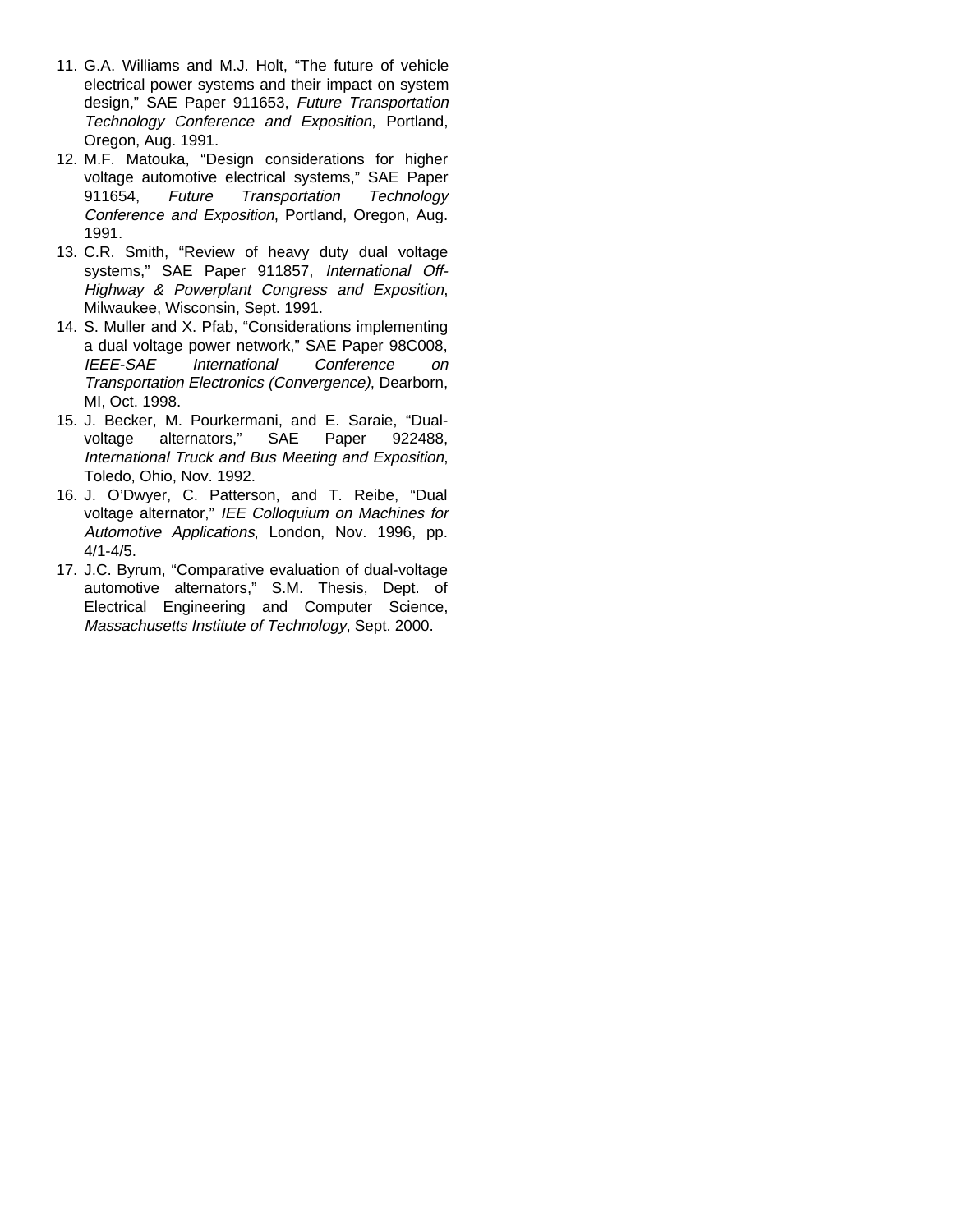11. G.A. Williams and M.J. Holt, “The future of vehicle electrical power systems and their impact on system design,” SAE Paper 911653, *Future Transportation Technology Conference and Exposition*, Portland, Oregon, Aug. 1991.
12. M.F. Matouka, “Design considerations for higher voltage automotive electrical systems,” SAE Paper 911654, *Future Transportation Technology Conference and Exposition*, Portland, Oregon, Aug. 1991.
13. C.R. Smith, “Review of heavy duty dual voltage systems,” SAE Paper 911857, *International Off-Highway & Powerplant Congress and Exposition*, Milwaukee, Wisconsin, Sept. 1991.
14. S. Muller and X. Pfab, “Considerations implementing a dual voltage power network,” SAE Paper 98C008, *IEEE-SAE International Conference on Transportation Electronics (Convergence)*, Dearborn, MI, Oct. 1998.
15. J. Becker, M. Pourkermani, and E. Saraie, “Dual-voltage alternators,” SAE Paper 922488, *International Truck and Bus Meeting and Exposition*, Toledo, Ohio, Nov. 1992.
16. J. O’Dwyer, C. Patterson, and T. Reibe, “Dual voltage alternator,” *IEE Colloquium on Machines for Automotive Applications*, London, Nov. 1996, pp. 4/1-4/5.
17. J.C. Byrum, “Comparative evaluation of dual-voltage automotive alternators,” S.M. Thesis, Dept. of Electrical Engineering and Computer Science, *Massachusetts Institute of Technology*, Sept. 2000.